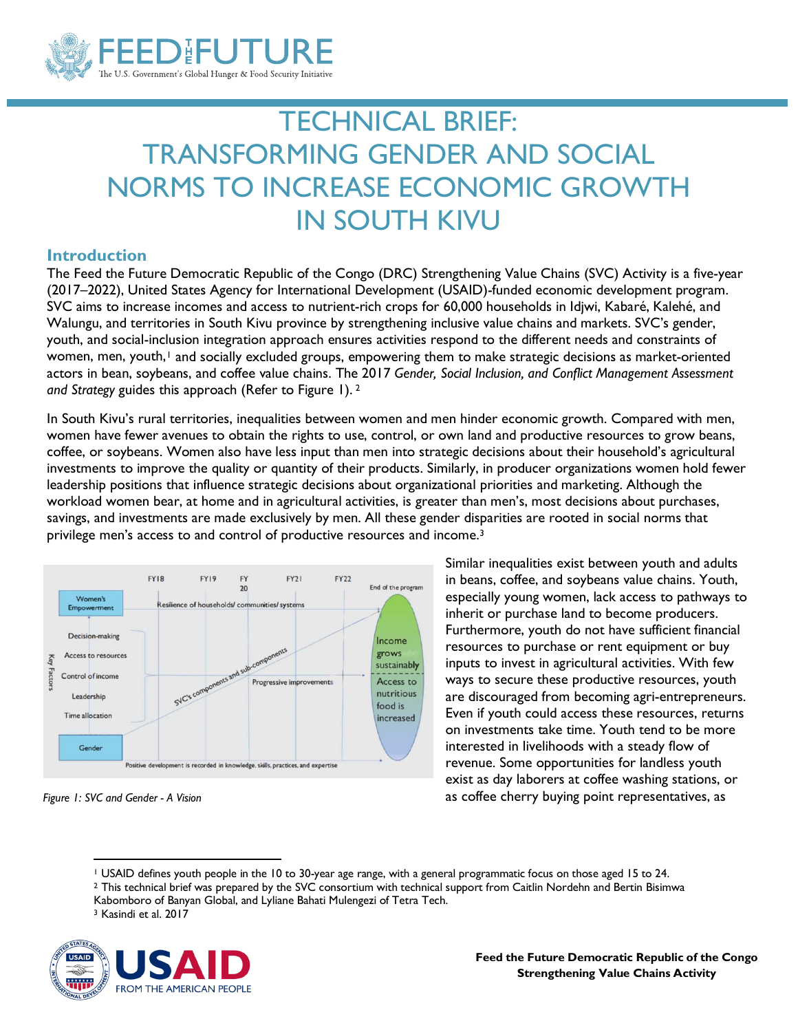# TECHNICAL BRIEF: TRANSFORMING GENDER AND SOCIAL NORMS TO INCREASE ECONOMIC GROWTH IN SOUTH KIVU

## Introduction

The Feed the Future Democratic Republic of the Congo (DRC) Strengthening Value Chains (SVC) Activity is a five-year (2017–2022), United States Agency for International Development (USAID)-funded economic development program. SVC aims to increase incomes and access to nutrient-rich crops for 60,000 households in Idjwi, Kabaré, Kalehé, and Walungu, and territories in South Kivu province by strengthening inclusive value chains and markets. SVC's gender, youth, and social-inclusion integration approach ensures activities respond to the different needs and constraints of women, men, youth,[1] and socially excluded groups, empowering them to make strategic decisions as market-oriented actors in bean, soybeans, and coffee value chains. The 2017 *Gender, Social Inclusion, and Conflict Management Assessment and Strategy* guides this approach (Refer to Figure 1).[2]

In South Kivu's rural territories, inequalities between women and men hinder economic growth. Compared with men, women have fewer avenues to obtain the rights to use, control, or own land and productive resources to grow beans, coffee, or soybeans. Women also have less input than men into strategic decisions about their household's agricultural investments to improve the quality or quantity of their products. Similarly, in producer organizations women hold fewer leadership positions that influence strategic decisions about organizational priorities and marketing. Although the workload women bear, at home and in agricultural activities, is greater than men's, most decisions about purchases, savings, and investments are made exclusively by men. All these gender disparities are rooted in social norms that privilege men's access to and control of productive resources and income.[3]

Figure 1: SVC and Gender - A Vision

Similar inequalities exist between youth and adults in beans, coffee, and soybeans value chains. Youth, especially young women, lack access to pathways to inherit or purchase land to become producers. Furthermore, youth do not have sufficient financial resources to purchase or rent equipment or buy inputs to invest in agricultural activities. With few ways to secure these productive resources, youth are discouraged from becoming agri-entrepreneurs. Even if youth could access these resources, returns on investments take time. Youth tend to be more interested in livelihoods with a steady flow of revenue. Some opportunities for landless youth exist as day laborers at coffee washing stations, or as coffee cherry buying point representatives, as

---

[1] USAID defines youth people in the 10 to 30-year age range, with a general programmatic focus on those aged 15 to 24.

[2] This technical brief was prepared by the SVC consortium with technical support from Caitlin Nordehn and Bertin Bisimwa Kabomboro of Banyan Global, and Lyliane Bahati Mulengezi of Tetra Tech.

[3] Kasindi et al. 2017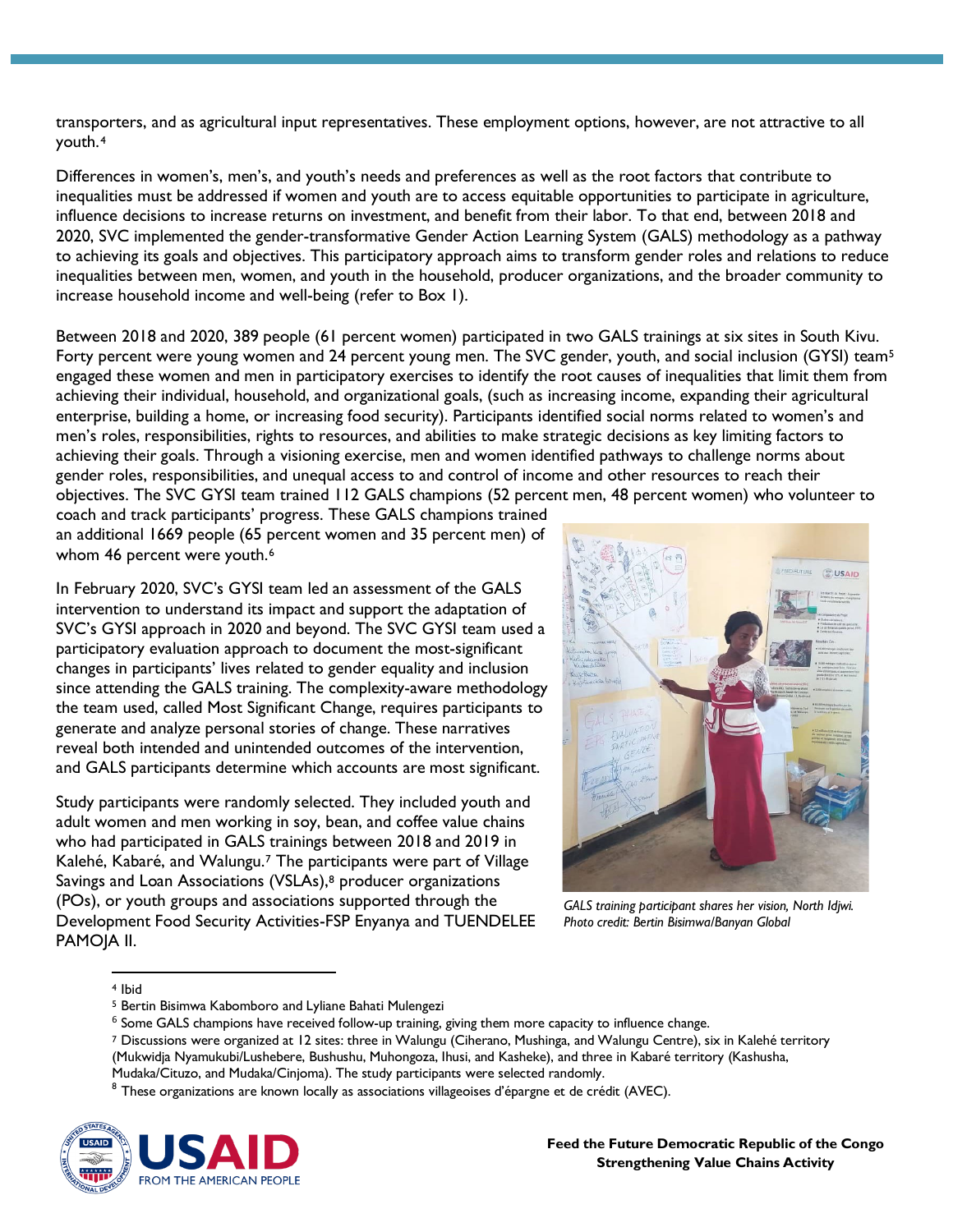transporters, and as agricultural input representatives. These employment options, however, are not attractive to all youth.[4]

Differences in women's, men's, and youth's needs and preferences as well as the root factors that contribute to inequalities must be addressed if women and youth are to access equitable opportunities to participate in agriculture, influence decisions to increase returns on investment, and benefit from their labor. To that end, between 2018 and 2020, SVC implemented the gender-transformative Gender Action Learning System (GALS) methodology as a pathway to achieving its goals and objectives. This participatory approach aims to transform gender roles and relations to reduce inequalities between men, women, and youth in the household, producer organizations, and the broader community to increase household income and well-being (refer to Box 1).

Between 2018 and 2020, 389 people (61 percent women) participated in two GALS trainings at six sites in South Kivu. Forty percent were young women and 24 percent young men. The SVC gender, youth, and social inclusion (GYSI) team[5] engaged these women and men in participatory exercises to identify the root causes of inequalities that limit them from achieving their individual, household, and organizational goals, (such as increasing income, expanding their agricultural enterprise, building a home, or increasing food security). Participants identified social norms related to women's and men's roles, responsibilities, rights to resources, and abilities to make strategic decisions as key limiting factors to achieving their goals. Through a visioning exercise, men and women identified pathways to challenge norms about gender roles, responsibilities, and unequal access to and control of income and other resources to reach their objectives. The SVC GYSI team trained 112 GALS champions (52 percent men, 48 percent women) who volunteer to coach and track participants' progress. These GALS champions trained an additional 1669 people (65 percent women and 35 percent men) of whom 46 percent were youth.[6]

In February 2020, SVC's GYSI team led an assessment of the GALS intervention to understand its impact and support the adaptation of SVC's GYSI approach in 2020 and beyond. The SVC GYSI team used a participatory evaluation approach to document the most-significant changes in participants' lives related to gender equality and inclusion since attending the GALS training. The complexity-aware methodology the team used, called Most Significant Change, requires participants to generate and analyze personal stories of change. These narratives reveal both intended and unintended outcomes of the intervention, and GALS participants determine which accounts are most significant.

Study participants were randomly selected. They included youth and adult women and men working in soy, bean, and coffee value chains who had participated in GALS trainings between 2018 and 2019 in Kalehé, Kabaré, and Walungu.[7] The participants were part of Village Savings and Loan Associations (VSLAs),[8] producer organizations (POs), or youth groups and associations supported through the Development Food Security Activities-FSP Enyanya and TUENDELEE PAMOJA II.

*GALS training participant shares her vision, North Idjwi. Photo credit: Bertin Bisimwa/Banyan Global*

---

[4] Ibid

[5] Bertin Bisimwa Kabomboro and Lyliane Bahati Mulengezi

[6] Some GALS champions have received follow-up training, giving them more capacity to influence change.

[7] Discussions were organized at 12 sites: three in Walungu (Ciherano, Mushinga, and Walungu Centre), six in Kalehé territory (Mukwidja Nyamukubi/Lushebere, Bushushu, Muhongoza, Ihusi, and Kasheke), and three in Kabaré territory (Kashusha, Mudaka/Cituzo, and Mudaka/Cinjoma). The study participants were selected randomly.

[8] These organizations are known locally as associations villageoises d'épargne et de crédit (AVEC).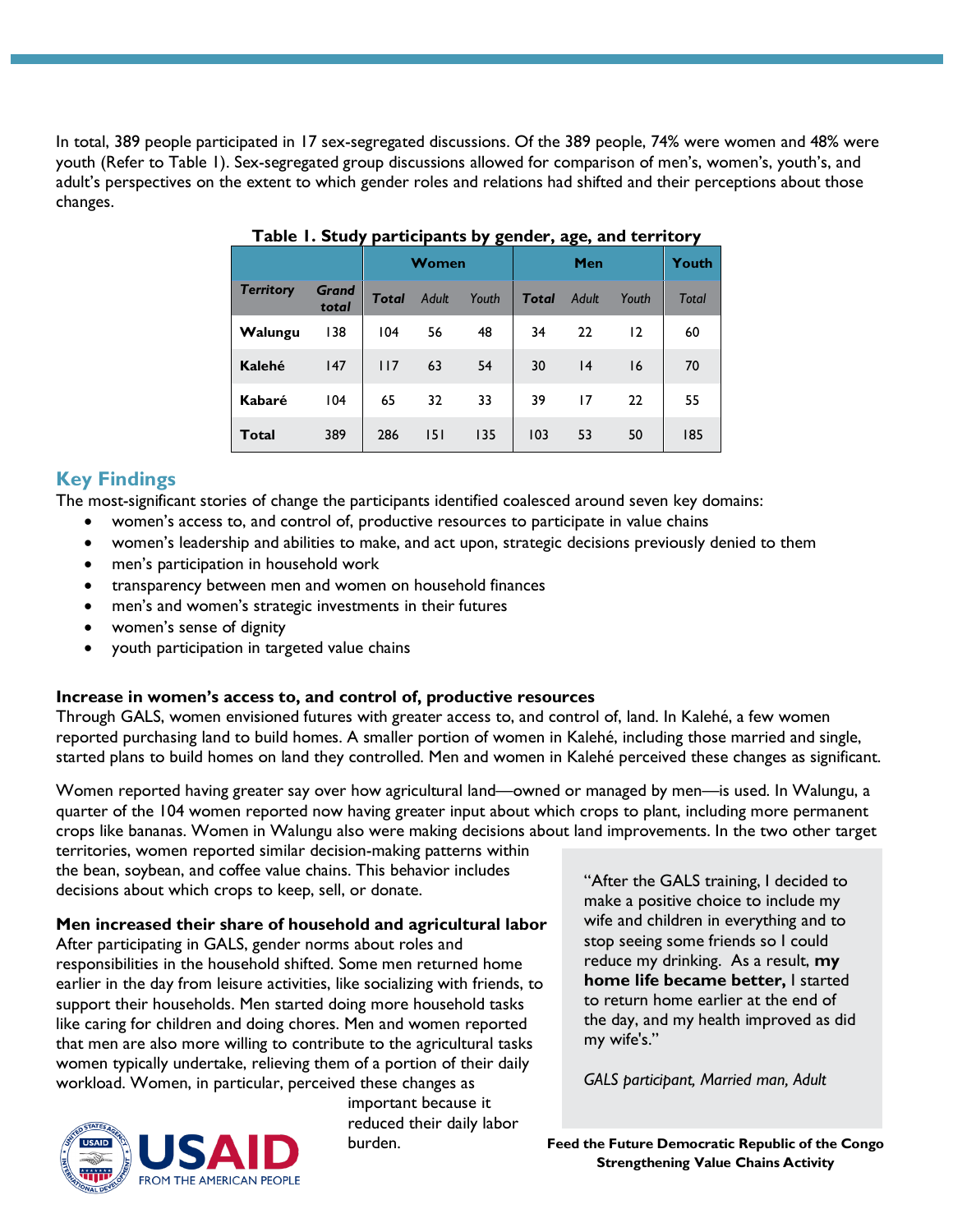In total, 389 people participated in 17 sex-segregated discussions. Of the 389 people, 74% were women and 48% were youth (Refer to Table 1). Sex-segregated group discussions allowed for comparison of men's, women's, youth's, and adult's perspectives on the extent to which gender roles and relations had shifted and their perceptions about those changes.

**Table 1. Study participants by gender, age, and territory**

| | | Women | | | Men | | | Youth |
|---|---|---|---|---|---|---|---|---|
| ***Territory*** | ***Grand total*** | ***Total*** | *Adult* | *Youth* | ***Total*** | *Adult* | *Youth* | *Total* |
| **Walungu** | 138 | 104 | 56 | 48 | 34 | 22 | 12 | 60 |
| **Kalehé** | 147 | 117 | 63 | 54 | 30 | 14 | 16 | 70 |
| **Kabaré** | 104 | 65 | 32 | 33 | 39 | 17 | 22 | 55 |
| **Total** | 389 | 286 | 151 | 135 | 103 | 53 | 50 | 185 |

## Key Findings

The most-significant stories of change the participants identified coalesced around seven key domains:

- women's access to, and control of, productive resources to participate in value chains
- women's leadership and abilities to make, and act upon, strategic decisions previously denied to them
- men's participation in household work
- transparency between men and women on household finances
- men's and women's strategic investments in their futures
- women's sense of dignity
- youth participation in targeted value chains

### Increase in women's access to, and control of, productive resources

Through GALS, women envisioned futures with greater access to, and control of, land. In Kalehé, a few women reported purchasing land to build homes. A smaller portion of women in Kalehé, including those married and single, started plans to build homes on land they controlled. Men and women in Kalehé perceived these changes as significant.

Women reported having greater say over how agricultural land—owned or managed by men—is used. In Walungu, a quarter of the 104 women reported now having greater input about which crops to plant, including more permanent crops like bananas. Women in Walungu also were making decisions about land improvements. In the two other target territories, women reported similar decision-making patterns within the bean, soybean, and coffee value chains. This behavior includes decisions about which crops to keep, sell, or donate.

### Men increased their share of household and agricultural labor

After participating in GALS, gender norms about roles and responsibilities in the household shifted. Some men returned home earlier in the day from leisure activities, like socializing with friends, to support their households. Men started doing more household tasks like caring for children and doing chores. Men and women reported that men are also more willing to contribute to the agricultural tasks women typically undertake, relieving them of a portion of their daily workload. Women, in particular, perceived these changes as important because it reduced their daily labor burden.

> "After the GALS training, I decided to make a positive choice to include my wife and children in everything and to stop seeing some friends so I could reduce my drinking. As a result, **my home life became better,** I started to return home earlier at the end of the day, and my health improved as did my wife's."
>
> *GALS participant, Married man, Adult*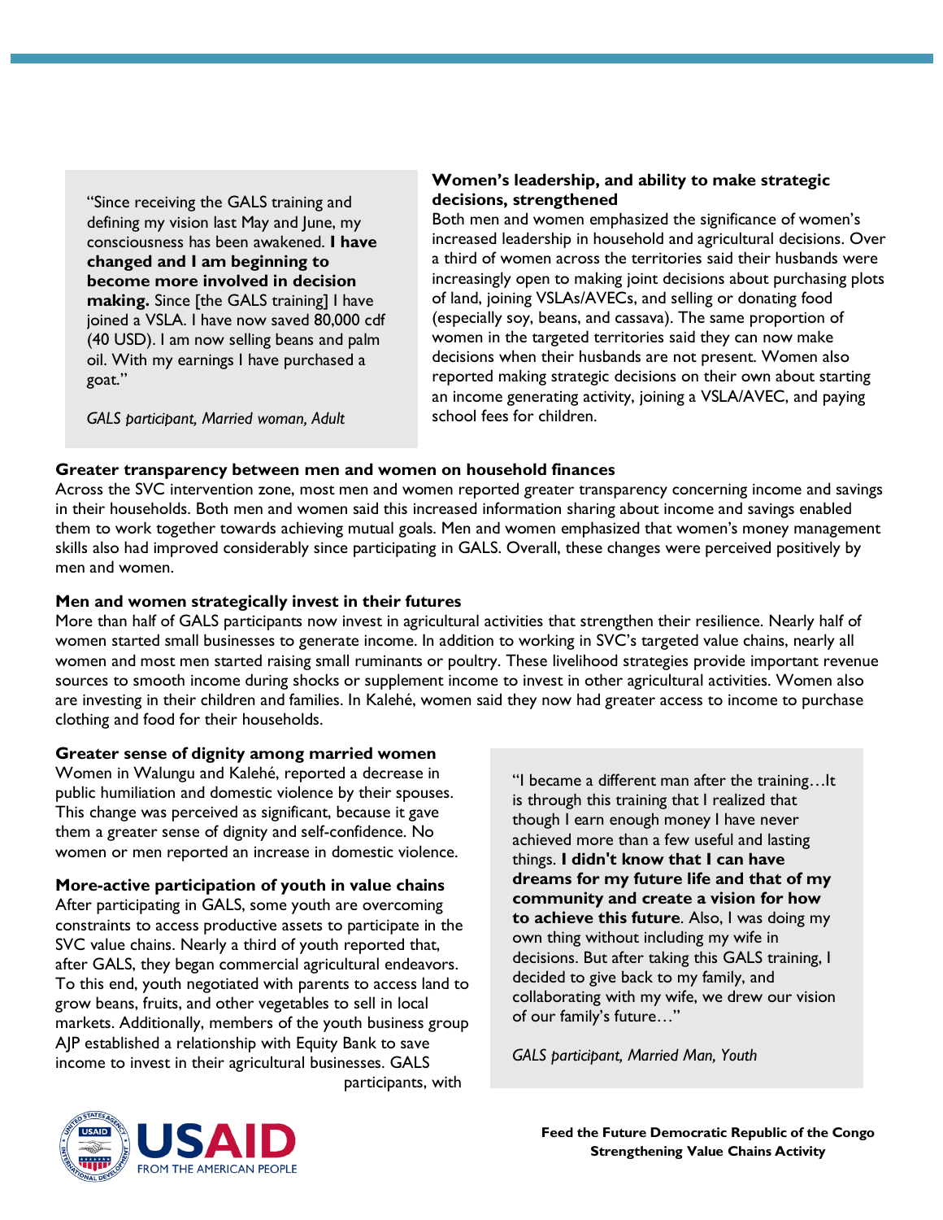> "Since receiving the GALS training and defining my vision last May and June, my consciousness has been awakened. **I have changed and I am beginning to become more involved in decision making.** Since [the GALS training] I have joined a VSLA. I have now saved 80,000 cdf (40 USD). I am now selling beans and palm oil. With my earnings I have purchased a goat."
>
> *GALS participant, Married woman, Adult*

**Women's leadership, and ability to make strategic decisions, strengthened**

Both men and women emphasized the significance of women's increased leadership in household and agricultural decisions. Over a third of women across the territories said their husbands were increasingly open to making joint decisions about purchasing plots of land, joining VSLAs/AVECs, and selling or donating food (especially soy, beans, and cassava). The same proportion of women in the targeted territories said they can now make decisions when their husbands are not present. Women also reported making strategic decisions on their own about starting an income generating activity, joining a VSLA/AVEC, and paying school fees for children.

**Greater transparency between men and women on household finances**

Across the SVC intervention zone, most men and women reported greater transparency concerning income and savings in their households. Both men and women said this increased information sharing about income and savings enabled them to work together towards achieving mutual goals. Men and women emphasized that women's money management skills also had improved considerably since participating in GALS. Overall, these changes were perceived positively by men and women.

**Men and women strategically invest in their futures**

More than half of GALS participants now invest in agricultural activities that strengthen their resilience. Nearly half of women started small businesses to generate income. In addition to working in SVC's targeted value chains, nearly all women and most men started raising small ruminants or poultry. These livelihood strategies provide important revenue sources to smooth income during shocks or supplement income to invest in other agricultural activities. Women also are investing in their children and families. In Kalehé, women said they now had greater access to income to purchase clothing and food for their households.

**Greater sense of dignity among married women**

Women in Walungu and Kalehé, reported a decrease in public humiliation and domestic violence by their spouses. This change was perceived as significant, because it gave them a greater sense of dignity and self-confidence. No women or men reported an increase in domestic violence.

**More-active participation of youth in value chains**

After participating in GALS, some youth are overcoming constraints to access productive assets to participate in the SVC value chains. Nearly a third of youth reported that, after GALS, they began commercial agricultural endeavors. To this end, youth negotiated with parents to access land to grow beans, fruits, and other vegetables to sell in local markets. Additionally, members of the youth business group AJP established a relationship with Equity Bank to save income to invest in their agricultural businesses. GALS participants, with

> "I became a different man after the training…It is through this training that I realized that though I earn enough money I have never achieved more than a few useful and lasting things. **I didn't know that I can have dreams for my future life and that of my community and create a vision for how to achieve this future**. Also, I was doing my own thing without including my wife in decisions. But after taking this GALS training, I decided to give back to my family, and collaborating with my wife, we drew our vision of our family's future…"
>
> *GALS participant, Married Man, Youth*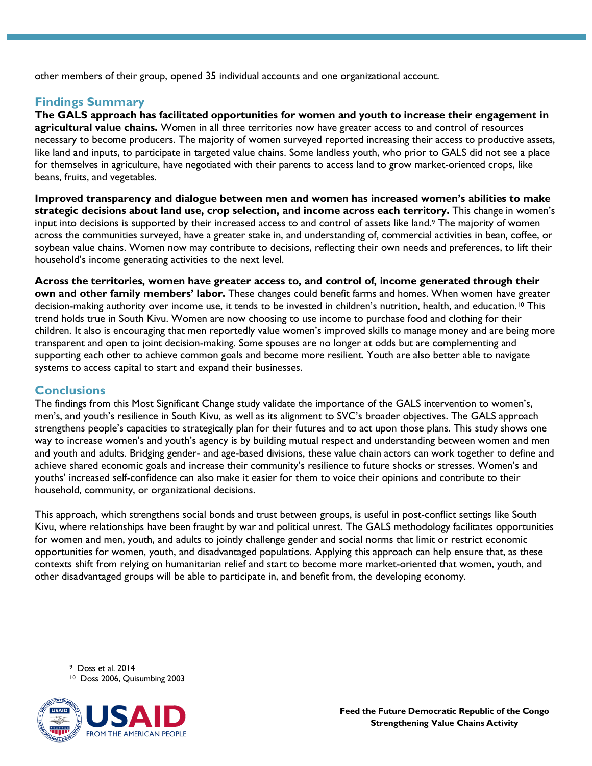other members of their group, opened 35 individual accounts and one organizational account.

## Findings Summary

**The GALS approach has facilitated opportunities for women and youth to increase their engagement in agricultural value chains.** Women in all three territories now have greater access to and control of resources necessary to become producers. The majority of women surveyed reported increasing their access to productive assets, like land and inputs, to participate in targeted value chains. Some landless youth, who prior to GALS did not see a place for themselves in agriculture, have negotiated with their parents to access land to grow market-oriented crops, like beans, fruits, and vegetables.

**Improved transparency and dialogue between men and women has increased women's abilities to make strategic decisions about land use, crop selection, and income across each territory.** This change in women's input into decisions is supported by their increased access to and control of assets like land.[9] The majority of women across the communities surveyed, have a greater stake in, and understanding of, commercial activities in bean, coffee, or soybean value chains. Women now may contribute to decisions, reflecting their own needs and preferences, to lift their household's income generating activities to the next level.

**Across the territories, women have greater access to, and control of, income generated through their own and other family members' labor.** These changes could benefit farms and homes. When women have greater decision-making authority over income use, it tends to be invested in children's nutrition, health, and education.[10] This trend holds true in South Kivu. Women are now choosing to use income to purchase food and clothing for their children. It also is encouraging that men reportedly value women's improved skills to manage money and are being more transparent and open to joint decision-making. Some spouses are no longer at odds but are complementing and supporting each other to achieve common goals and become more resilient. Youth are also better able to navigate systems to access capital to start and expand their businesses.

## Conclusions

The findings from this Most Significant Change study validate the importance of the GALS intervention to women's, men's, and youth's resilience in South Kivu, as well as its alignment to SVC's broader objectives. The GALS approach strengthens people's capacities to strategically plan for their futures and to act upon those plans. This study shows one way to increase women's and youth's agency is by building mutual respect and understanding between women and men and youth and adults. Bridging gender- and age-based divisions, these value chain actors can work together to define and achieve shared economic goals and increase their community's resilience to future shocks or stresses. Women's and youths' increased self-confidence can also make it easier for them to voice their opinions and contribute to their household, community, or organizational decisions.

This approach, which strengthens social bonds and trust between groups, is useful in post-conflict settings like South Kivu, where relationships have been fraught by war and political unrest. The GALS methodology facilitates opportunities for women and men, youth, and adults to jointly challenge gender and social norms that limit or restrict economic opportunities for women, youth, and disadvantaged populations. Applying this approach can help ensure that, as these contexts shift from relying on humanitarian relief and start to become more market-oriented that women, youth, and other disadvantaged groups will be able to participate in, and benefit from, the developing economy.

---

[9] Doss et al. 2014

[10] Doss 2006, Quisumbing 2003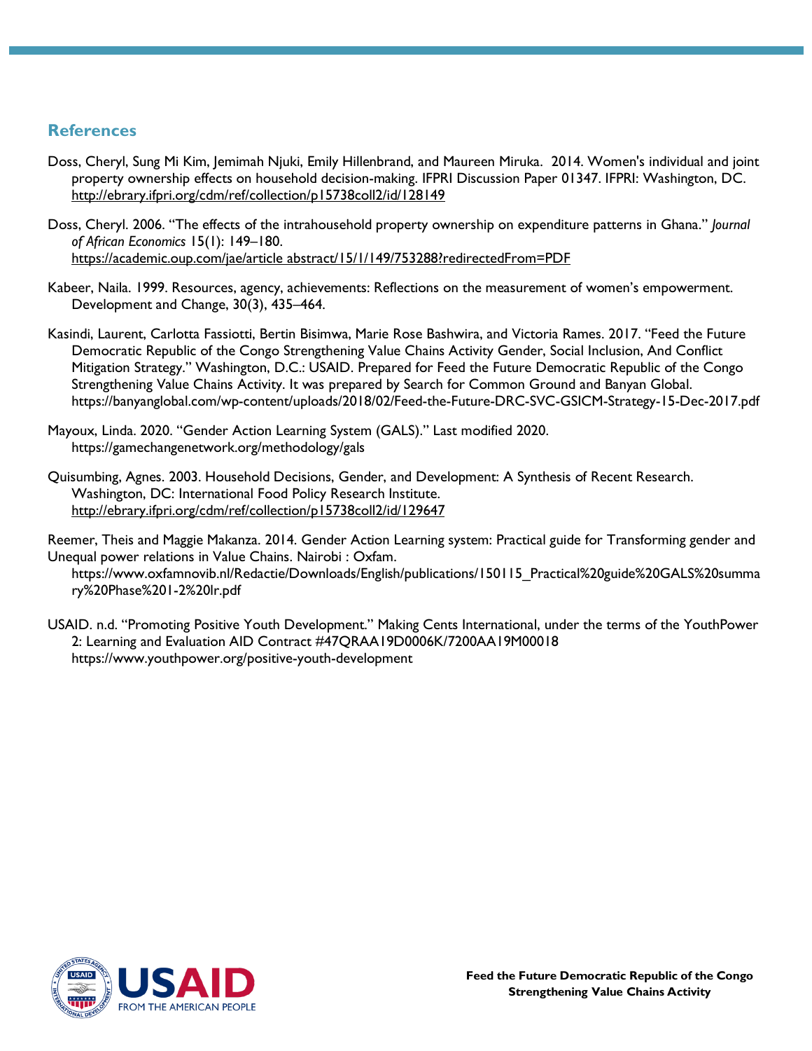## References

Doss, Cheryl, Sung Mi Kim, Jemimah Njuki, Emily Hillenbrand, and Maureen Miruka. 2014. Women's individual and joint property ownership effects on household decision-making. IFPRI Discussion Paper 01347. IFPRI: Washington, DC. http://ebrary.ifpri.org/cdm/ref/collection/p15738coll2/id/128149

Doss, Cheryl. 2006. "The effects of the intrahousehold property ownership on expenditure patterns in Ghana." *Journal of African Economics* 15(1): 149–180. https://academic.oup.com/jae/article abstract/15/1/149/753288?redirectedFrom=PDF

Kabeer, Naila. 1999. Resources, agency, achievements: Reflections on the measurement of women's empowerment. Development and Change, 30(3), 435–464.

Kasindi, Laurent, Carlotta Fassiotti, Bertin Bisimwa, Marie Rose Bashwira, and Victoria Rames. 2017. "Feed the Future Democratic Republic of the Congo Strengthening Value Chains Activity Gender, Social Inclusion, And Conflict Mitigation Strategy." Washington, D.C.: USAID. Prepared for Feed the Future Democratic Republic of the Congo Strengthening Value Chains Activity. It was prepared by Search for Common Ground and Banyan Global. https://banyanglobal.com/wp-content/uploads/2018/02/Feed-the-Future-DRC-SVC-GSICM-Strategy-15-Dec-2017.pdf

Mayoux, Linda. 2020. "Gender Action Learning System (GALS)." Last modified 2020. https://gamechangenetwork.org/methodology/gals

Quisumbing, Agnes. 2003. Household Decisions, Gender, and Development: A Synthesis of Recent Research. Washington, DC: International Food Policy Research Institute. http://ebrary.ifpri.org/cdm/ref/collection/p15738coll2/id/129647

Reemer, Theis and Maggie Makanza. 2014. Gender Action Learning system: Practical guide for Transforming gender and Unequal power relations in Value Chains. Nairobi : Oxfam. https://www.oxfamnovib.nl/Redactie/Downloads/English/publications/150115_Practical%20guide%20GALS%20summary%20Phase%201-2%20lr.pdf

USAID. n.d. "Promoting Positive Youth Development." Making Cents International, under the terms of the YouthPower 2: Learning and Evaluation AID Contract #47QRAA19D0006K/7200AA19M00018 https://www.youthpower.org/positive-youth-development